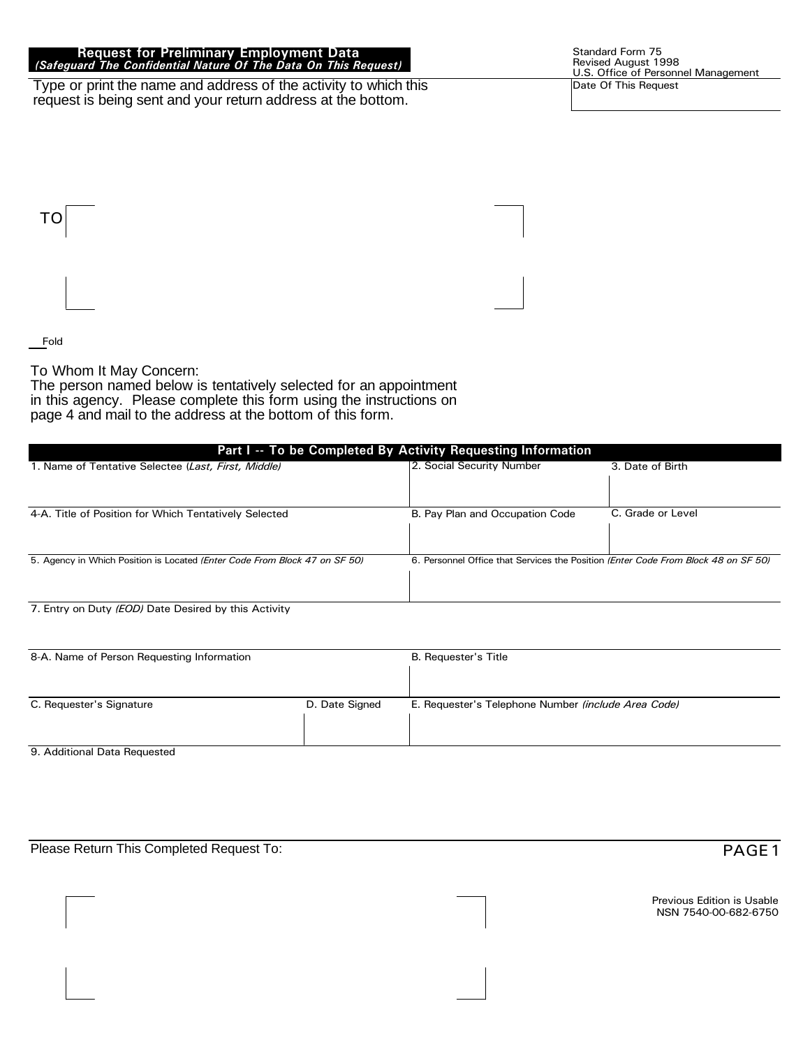# Request for Preliminary Employment Data

***(Safeguard The Confidential Nature Of The Data On This Request)***

Standard Form 75
Revised August 1998
U.S. Office of Personnel Management

Type or print the name and address of the activity to which this request is being sent and your return address at the bottom.

Date Of This Request

TO

Fold

To Whom It May Concern:
The person named below is tentatively selected for an appointment in this agency. Please complete this form using the instructions on page 4 and mail to the address at the bottom of this form.

## Part I -- To be Completed By Activity Requesting Information

| | | |
|---|---|---|
| 1. Name of Tentative Selectee (*Last, First, Middle*) | 2. Social Security Number | 3. Date of Birth |
| 4-A. Title of Position for Which Tentatively Selected | B. Pay Plan and Occupation Code | C. Grade or Level |
| 5. Agency in Which Position is Located *(Enter Code From Block 47 on SF 50)* | 6. Personnel Office that Services the Position *(Enter Code From Block 48 on SF 50)* | |
| 7. Entry on Duty *(EOD)* Date Desired by this Activity | | |

| | | |
|---|---|---|
| 8-A. Name of Person Requesting Information | | B. Requester's Title |
| C. Requester's Signature | D. Date Signed | E. Requester's Telephone Number *(include Area Code)* |

9. Additional Data Requested

Please Return This Completed Request To:

Previous Edition is Usable
NSN 7540-00-682-6750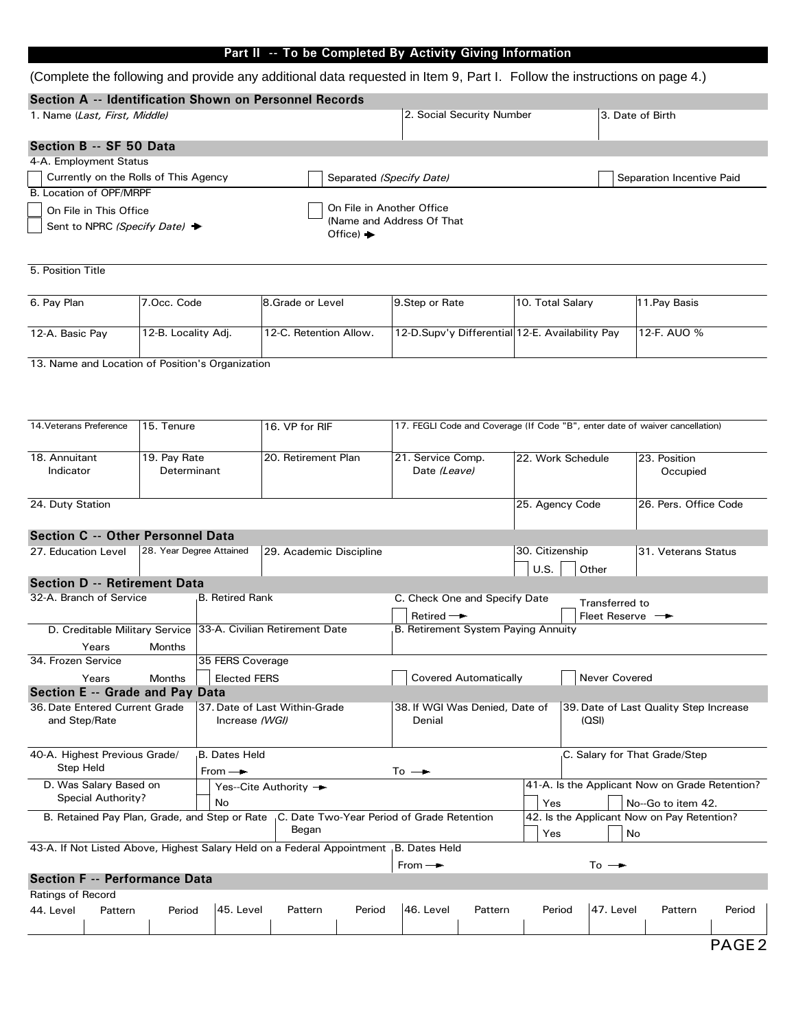## Part II -- To be Completed By Activity Giving Information

(Complete the following and provide any additional data requested in Item 9, Part I. Follow the instructions on page 4.)

### Section A -- Identification Shown on Personnel Records

| 1. Name (*Last, First, Middle*) | 2. Social Security Number | 3. Date of Birth |
|---|---|---|
| | | |

### Section B -- SF 50 Data

4-A. Employment Status

- ☐ Currently on the Rolls of This Agency
- ☐ Separated *(Specify Date)*
- ☐ Separation Incentive Paid

B. Location of OPF/MRPF

- ☐ On File in This Office
- ☐ Sent to NPRC *(Specify Date)* ➔
- ☐ On File in Another Office (Name and Address Of That Office) ➔

5. Position Title

| 6. Pay Plan | 7.Occ. Code | 8.Grade or Level | 9.Step or Rate | 10. Total Salary | 11.Pay Basis |
|---|---|---|---|---|---|
| | | | | | |

| 12-A. Basic Pay | 12-B. Locality Adj. | 12-C. Retention Allow. | 12-D.Supv'y Differential | 12-E. Availability Pay | 12-F. AUO % |
|---|---|---|---|---|---|
| | | | | | |

13. Name and Location of Position's Organization

| 14.Veterans Preference | 15. Tenure | 16. VP for RIF | 17. FEGLI Code and Coverage (If Code "B", enter date of waiver cancellation) |
|---|---|---|---|
| | | | |

| 18. Annuitant Indicator | 19. Pay Rate Determinant | 20. Retirement Plan | 21. Service Comp. Date *(Leave)* | 22. Work Schedule | 23. Position Occupied |
|---|---|---|---|---|---|
| | | | | | |

| 24. Duty Station | 25. Agency Code | 26. Pers. Office Code |
|---|---|---|
| | | |

### Section C -- Other Personnel Data

| 27. Education Level | 28. Year Degree Attained | 29. Academic Discipline | 30. Citizenship | 31. Veterans Status |
|---|---|---|---|---|
| | | | ☐ U.S. ☐ Other | |

### Section D -- Retirement Data

| 32-A. Branch of Service | B. Retired Rank | C. Check One and Specify Date |
|---|---|---|
| | | ☐ Retired ➔ ☐ Transferred to Fleet Reserve ➔ |

| D. Creditable Military Service | 33-A. Civilian Retirement Date | B. Retirement System Paying Annuity |
|---|---|---|
| Years Months | | |

| 34. Frozen Service | 35 FERS Coverage | | |
|---|---|---|---|
| Years Months | ☐ Elected FERS | ☐ Covered Automatically | ☐ Never Covered |

### Section E -- Grade and Pay Data

| 36. Date Entered Current Grade and Step/Rate | 37. Date of Last Within-Grade Increase *(WGI)* | 38. If WGI Was Denied, Date of Denial | 39. Date of Last Quality Step Increase (QSI) |
|---|---|---|---|
| | | | |

| 40-A. Highest Previous Grade/ Step Held | B. Dates Held | | C. Salary for That Grade/Step |
|---|---|---|---|
| | From ➔ | To ➔ | |

D. Was Salary Based on Special Authority?
- ☐ Yes--Cite Authority ➔
- ☐ No

41-A. Is the Applicant Now on Grade Retention?
- ☐ Yes
- ☐ No--Go to item 42.

| B. Retained Pay Plan, Grade, and Step or Rate | C. Date Two-Year Period of Grade Retention Began | 42. Is the Applicant Now on Pay Retention? |
|---|---|---|
| | | ☐ Yes ☐ No |

| 43-A. If Not Listed Above, Highest Salary Held on a Federal Appointment | B. Dates Held | |
|---|---|---|
| | From ➔ | To ➔ |

### Section F -- Performance Data

Ratings of Record

| 44. Level | Pattern | Period | 45. Level | Pattern | Period | 46. Level | Pattern | Period | 47. Level | Pattern | Period |
|---|---|---|---|---|---|---|---|---|---|---|---|
| | | | | | | | | | | | |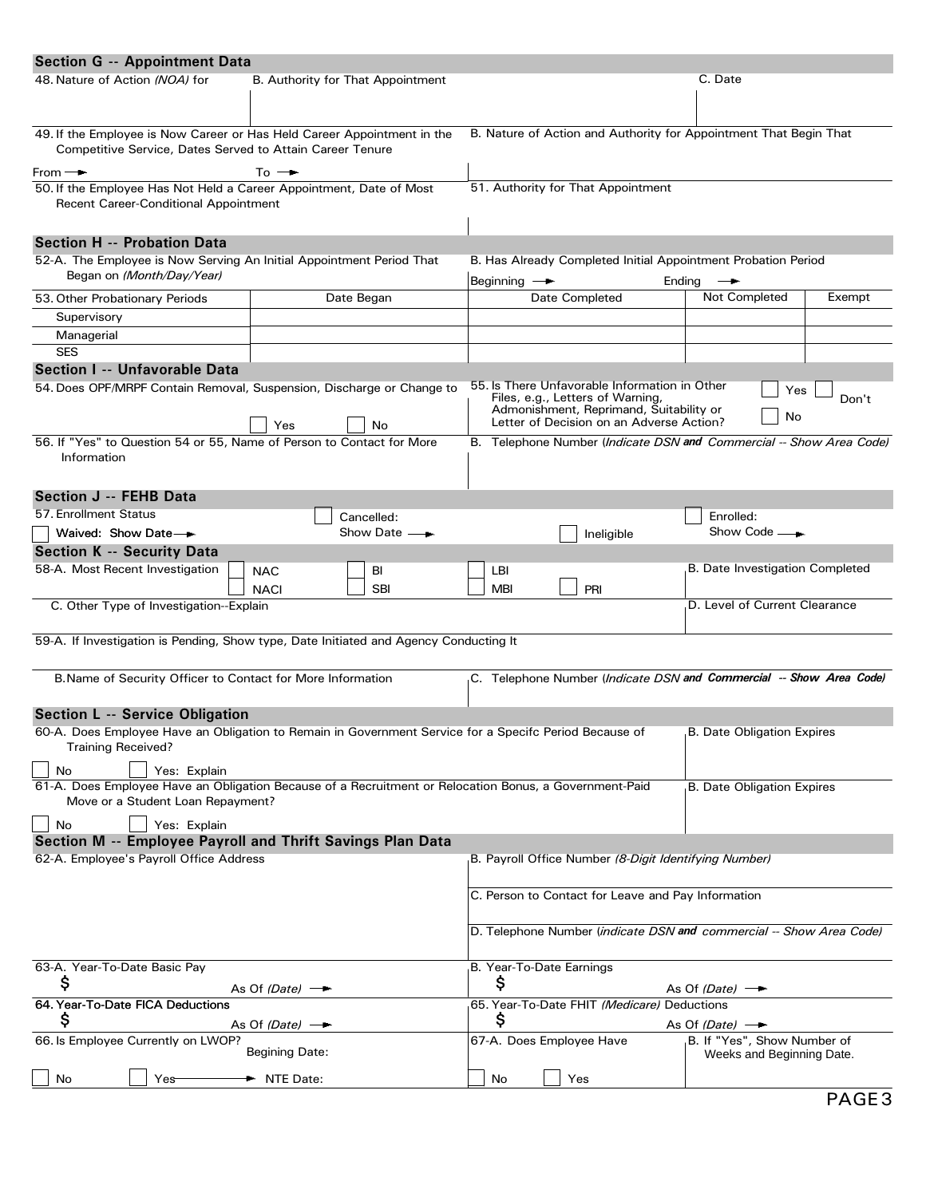## Section G -- Appointment Data

48. Nature of Action *(NOA)* for

B. Authority for That Appointment

C. Date

49. If the Employee is Now Career or Has Held Career Appointment in the Competitive Service, Dates Served to Attain Career Tenure

From → To →

B. Nature of Action and Authority for Appointment That Begin That

50. If the Employee Has Not Held a Career Appointment, Date of Most Recent Career-Conditional Appointment

51. Authority for That Appointment

## Section H -- Probation Data

52-A. The Employee is Now Serving An Initial Appointment Period That Began on *(Month/Day/Year)*

B. Has Already Completed Initial Appointment Probation Period

Beginning → Ending →

| 53. Other Probationary Periods | Date Began | Date Completed | Not Completed | Exempt |
|---|---|---|---|---|
| Supervisory | | | | |
| Managerial | | | | |
| SES | | | | |

## Section I -- Unfavorable Data

54. Does OPF/MRPF Contain Removal, Suspension, Discharge or Change to

☐ Yes ☐ No

55. Is There Unfavorable Information in Other Files, e.g., Letters of Warning, Admonishment, Reprimand, Suitability or Letter of Decision on an Adverse Action?

☐ Yes ☐ No ☐ Don't

56. If "Yes" to Question 54 or 55, Name of Person to Contact for More Information

B. Telephone Number (*Indicate DSN* ***and*** *Commercial -- Show Area Code)*

## Section J -- FEHB Data

57. Enrollment Status

☐ Waived: Show Date →

☐ Cancelled: Show Date →

☐ Ineligible

☐ Enrolled: Show Code →

## Section K -- Security Data

58-A. Most Recent Investigation

☐ NAC ☐ NACI ☐ BI ☐ SBI ☐ LBI ☐ MBI ☐ PRI

B. Date Investigation Completed

C. Other Type of Investigation--Explain

D. Level of Current Clearance

59-A. If Investigation is Pending, Show type, Date Initiated and Agency Conducting It

B. Name of Security Officer to Contact for More Information

C. Telephone Number (*Indicate DSN* ***and Commercial -- Show Area Code)***

## Section L -- Service Obligation

60-A. Does Employee Have an Obligation to Remain in Government Service for a Specifc Period Because of Training Received?

☐ No ☐ Yes: Explain

B. Date Obligation Expires

61-A. Does Employee Have an Obligation Because of a Recruitment or Relocation Bonus, a Government-Paid Move or a Student Loan Repayment?

☐ No ☐ Yes: Explain

B. Date Obligation Expires

## Section M -- Employee Payroll and Thrift Savings Plan Data

62-A. Employee's Payroll Office Address

B. Payroll Office Number *(8-Digit Identifying Number)*

C. Person to Contact for Leave and Pay Information

D. Telephone Number (*indicate DSN* ***and*** *commercial -- Show Area Code)*

63-A. Year-To-Date Basic Pay

$ As Of *(Date)* →

B. Year-To-Date Earnings

$ As Of *(Date)* →

64. Year-To-Date FICA Deductions

$ As Of *(Date)* →

65. Year-To-Date FHIT *(Medicare)* Deductions

$ As Of *(Date)* →

66. Is Employee Currently on LWOP?

☐ No ☐ Yes → Begining Date: NTE Date:

67-A. Does Employee Have

☐ No ☐ Yes

B. If "Yes", Show Number of Weeks and Beginning Date.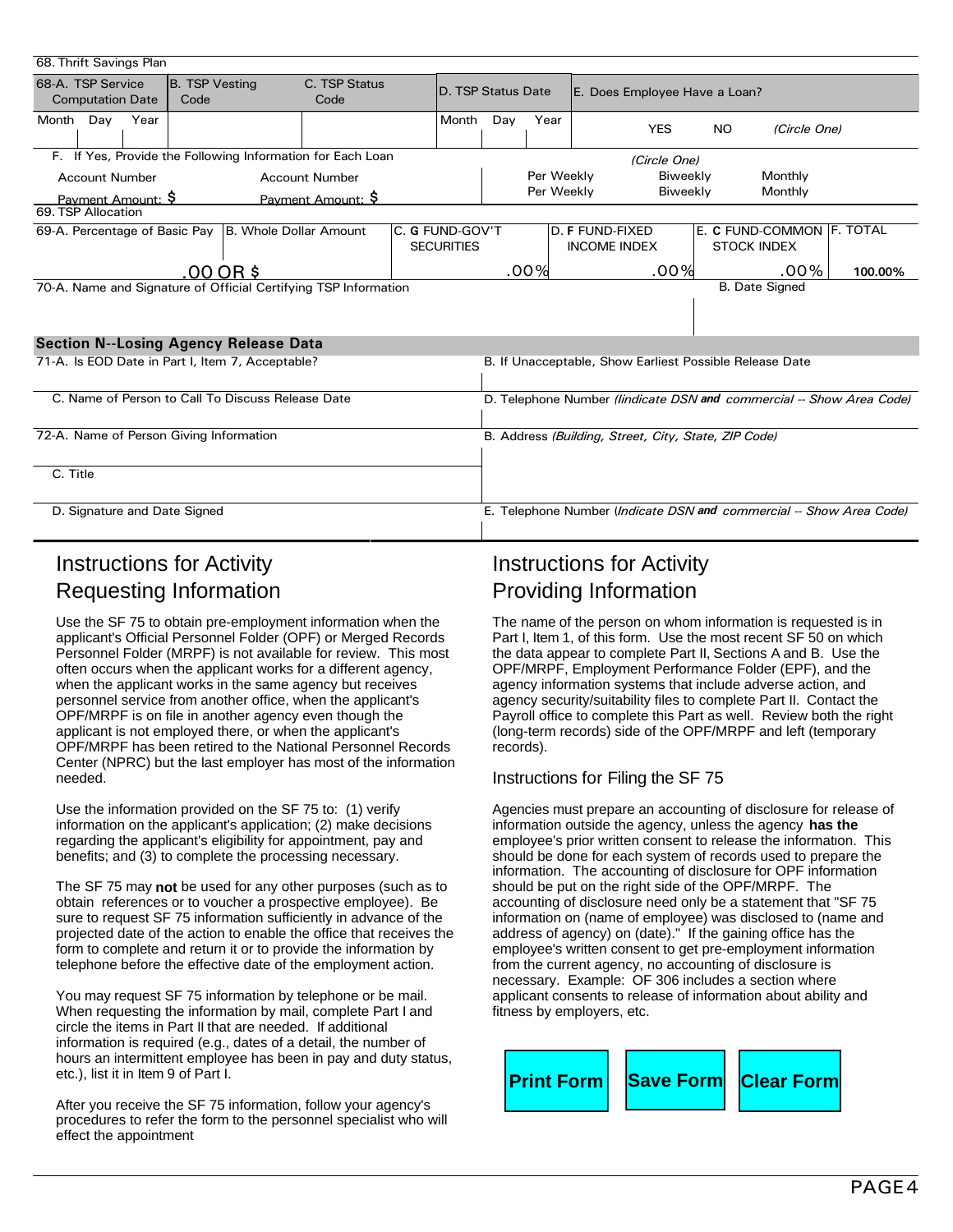68. Thrift Savings Plan

| 68-A. TSP Service Computation Date | B. TSP Vesting Code | C. TSP Status Code | D. TSP Status Date | E. Does Employee Have a Loan? |
|---|---|---|---|---|
| Month Day Year | | | Month Day Year | YES NO *(Circle One)* |

F. If Yes, Provide the Following Information for Each Loan

| | | *(Circle One)* |
|---|---|---|
| Account Number<br>Payment Amount: $ | Account Number<br>Payment Amount: $ | Per Weekly Biweekly Monthly<br>Per Weekly Biweekly Monthly |

69. TSP Allocation

| 69-A. Percentage of Basic Pay | B. Whole Dollar Amount | C. **G** FUND-GOV'T SECURITIES | D. **F** FUND-FIXED INCOME INDEX | E. **C** FUND-COMMON STOCK INDEX | F. TOTAL |
|---|---|---|---|---|---|
| .00 OR $ | | .00% | .00% | .00% | 100.00% |

| 70-A. Name and Signature of Official Certifying TSP Information | B. Date Signed |
|---|---|
| | |

**Section N--Losing Agency Release Data**

| | |
|---|---|
| 71-A. Is EOD Date in Part I, Item 7, Acceptable? | B. If Unacceptable, Show Earliest Possible Release Date |
| C. Name of Person to Call To Discuss Release Date | D. Telephone Number *(Iindicate DSN **and** commercial -- Show Area Code)* |
| 72-A. Name of Person Giving Information | B. Address *(Building, Street, City, State, ZIP Code)* |
| C. Title | |
| D. Signature and Date Signed | E. Telephone Number (*Indicate DSN **and** commercial -- Show Area Code)* |

## Instructions for Activity Requesting Information

Use the SF 75 to obtain pre-employment information when the applicant's Official Personnel Folder (OPF) or Merged Records Personnel Folder (MRPF) is not available for review. This most often occurs when the applicant works for a different agency, when the applicant works in the same agency but receives personnel service from another office, when the applicant's OPF/MRPF is on file in another agency even though the applicant is not employed there, or when the applicant's OPF/MRPF has been retired to the National Personnel Records Center (NPRC) but the last employer has most of the information needed.

Use the information provided on the SF 75 to: (1) verify information on the applicant's application; (2) make decisions regarding the applicant's eligibility for appointment, pay and benefits; and (3) to complete the processing necessary.

The SF 75 may **not** be used for any other purposes (such as to obtain references or to voucher a prospective employee). Be sure to request SF 75 information sufficiently in advance of the projected date of the action to enable the office that receives the form to complete and return it or to provide the information by telephone before the effective date of the employment action.

You may request SF 75 information by telephone or be mail. When requesting the information by mail, complete Part I and circle the items in Part II that are needed. If additional information is required (e.g., dates of a detail, the number of hours an intermittent employee has been in pay and duty status, etc.), list it in Item 9 of Part I.

After you receive the SF 75 information, follow your agency's procedures to refer the form to the personnel specialist who will effect the appointment

## Instructions for Activity Providing Information

The name of the person on whom information is requested is in Part I, Item 1, of this form. Use the most recent SF 50 on which the data appear to complete Part II, Sections A and B. Use the OPF/MRPF, Employment Performance Folder (EPF), and the agency information systems that include adverse action, and agency security/suitability files to complete Part II. Contact the Payroll office to complete this Part as well. Review both the right (long-term records) side of the OPF/MRPF and left (temporary records).

### Instructions for Filing the SF 75

Agencies must prepare an accounting of disclosure for release of information outside the agency, unless the agency **has the** employee's prior written consent to release the information. This should be done for each system of records used to prepare the information. The accounting of disclosure for OPF information should be put on the right side of the OPF/MRPF. The accounting of disclosure need only be a statement that "SF 75 information on (name of employee) was disclosed to (name and address of agency) on (date)." If the gaining office has the employee's written consent to get pre-employment information from the current agency, no accounting of disclosure is necessary. Example: OF 306 includes a section where applicant consents to release of information about ability and fitness by employers, etc.

**Print Form** **Save Form** **Clear Form**